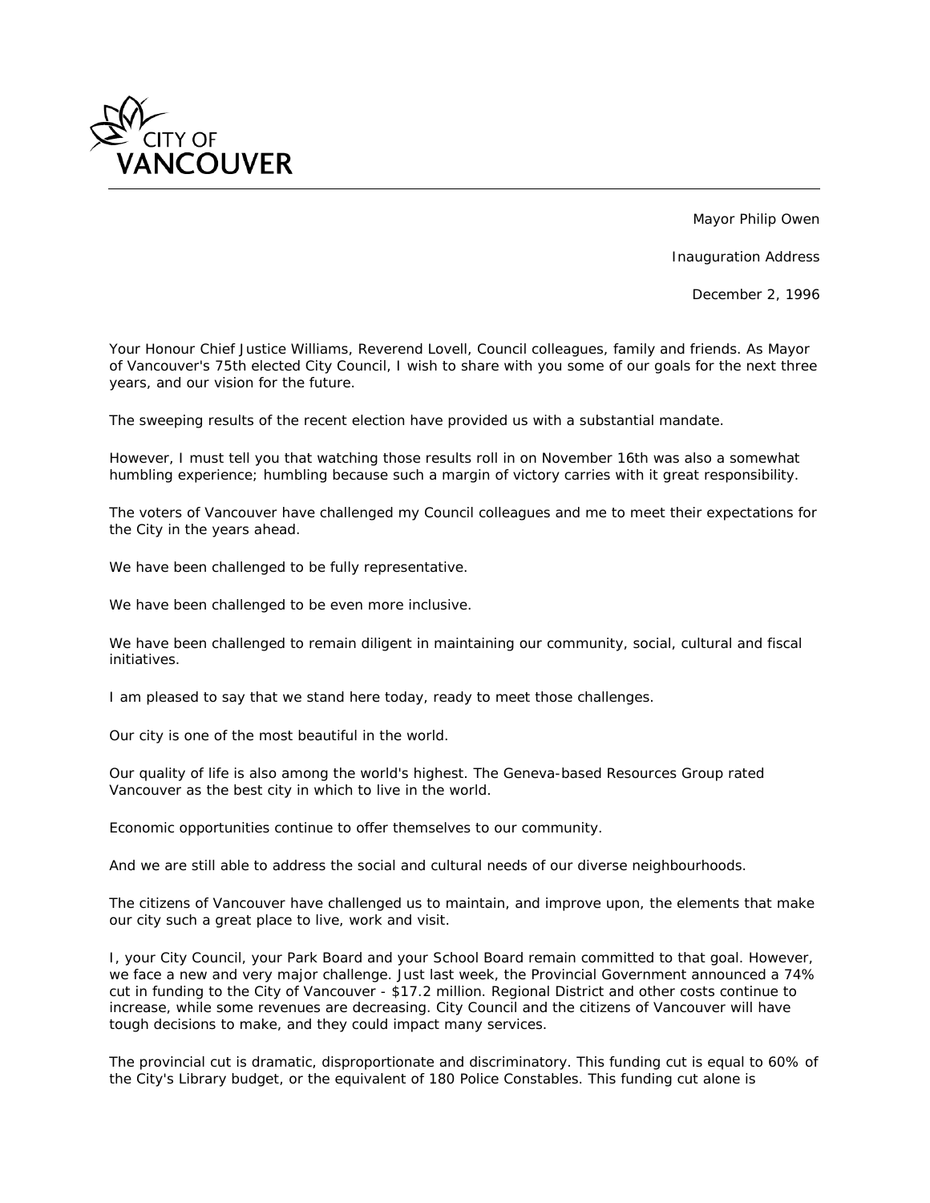CITY OF VANCOUVER

Mayor Philip Owen

Inauguration Address

December 2, 1996

Your Honour Chief Justice Williams, Reverend Lovell, Council colleagues, family and friends. As Mayor of Vancouver's 75th elected City Council, I wish to share with you some of our goals for the next three years, and our vision for the future.

The sweeping results of the recent election have provided us with a substantial mandate.

However, I must tell you that watching those results roll in on November 16th was also a somewhat humbling experience; humbling because such a margin of victory carries with it great responsibility.

The voters of Vancouver have challenged my Council colleagues and me to meet their expectations for the City in the years ahead.

We have been challenged to be fully representative.

We have been challenged to be even more inclusive.

We have been challenged to remain diligent in maintaining our community, social, cultural and fiscal initiatives.

I am pleased to say that we stand here today, ready to meet those challenges.

Our city is one of the most beautiful in the world.

Our quality of life is also among the world's highest. The Geneva-based Resources Group rated Vancouver as the best city in which to live in the world.

Economic opportunities continue to offer themselves to our community.

And we are still able to address the social and cultural needs of our diverse neighbourhoods.

The citizens of Vancouver have challenged us to maintain, and improve upon, the elements that make our city such a great place to live, work and visit.

I, your City Council, your Park Board and your School Board remain committed to that goal. However, we face a new and very major challenge. Just last week, the Provincial Government announced a 74% cut in funding to the City of Vancouver - $17.2 million. Regional District and other costs continue to increase, while some revenues are decreasing. City Council and the citizens of Vancouver will have tough decisions to make, and they could impact many services.

The provincial cut is dramatic, disproportionate and discriminatory. This funding cut is equal to 60% of the City's Library budget, or the equivalent of 180 Police Constables. This funding cut alone is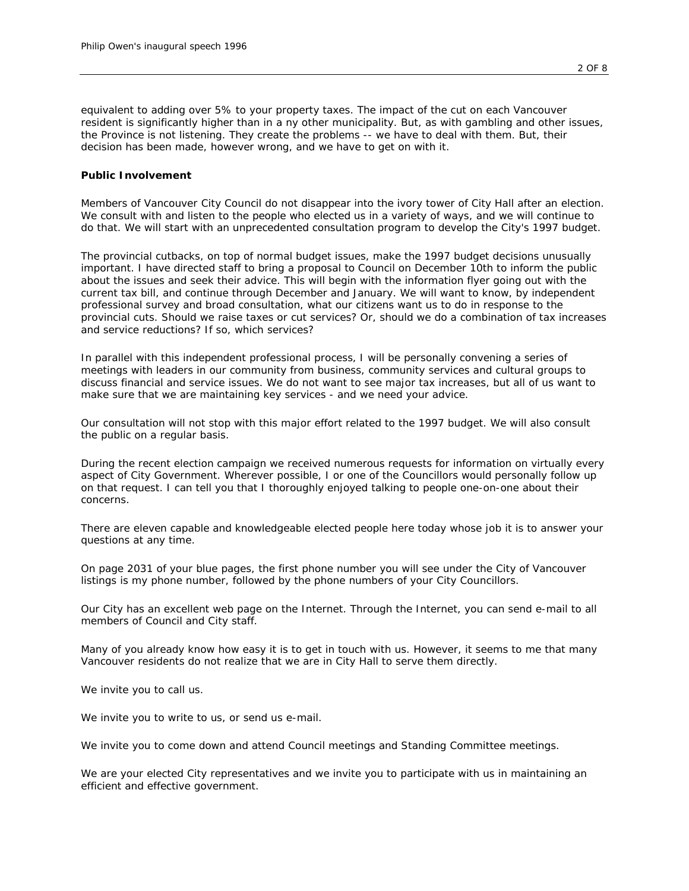equivalent to adding over 5% to your property taxes. The impact of the cut on each Vancouver resident is significantly higher than in a ny other municipality. But, as with gambling and other issues, the Province is not listening. They create the problems -- we have to deal with them. But, their decision has been made, however wrong, and we have to get on with it.

**Public Involvement**

Members of Vancouver City Council do not disappear into the ivory tower of City Hall after an election. We consult with and listen to the people who elected us in a variety of ways, and we will continue to do that. We will start with an unprecedented consultation program to develop the City's 1997 budget.

The provincial cutbacks, on top of normal budget issues, make the 1997 budget decisions unusually important. I have directed staff to bring a proposal to Council on December 10th to inform the public about the issues and seek their advice. This will begin with the information flyer going out with the current tax bill, and continue through December and January. We will want to know, by independent professional survey and broad consultation, what our citizens want us to do in response to the provincial cuts. Should we raise taxes or cut services? Or, should we do a combination of tax increases and service reductions? If so, which services?

In parallel with this independent professional process, I will be personally convening a series of meetings with leaders in our community from business, community services and cultural groups to discuss financial and service issues. We do not want to see major tax increases, but all of us want to make sure that we are maintaining key services - and we need your advice.

Our consultation will not stop with this major effort related to the 1997 budget. We will also consult the public on a regular basis.

During the recent election campaign we received numerous requests for information on virtually every aspect of City Government. Wherever possible, I or one of the Councillors would personally follow up on that request. I can tell you that I thoroughly enjoyed talking to people one-on-one about their concerns.

There are eleven capable and knowledgeable elected people here today whose job it is to answer your questions at any time.

On page 2031 of your blue pages, the first phone number you will see under the City of Vancouver listings is my phone number, followed by the phone numbers of your City Councillors.

Our City has an excellent web page on the Internet. Through the Internet, you can send e-mail to all members of Council and City staff.

Many of you already know how easy it is to get in touch with us. However, it seems to me that many Vancouver residents do not realize that we are in City Hall to serve them directly.

We invite you to call us.

We invite you to write to us, or send us e-mail.

We invite you to come down and attend Council meetings and Standing Committee meetings.

We are your elected City representatives and we invite you to participate with us in maintaining an efficient and effective government.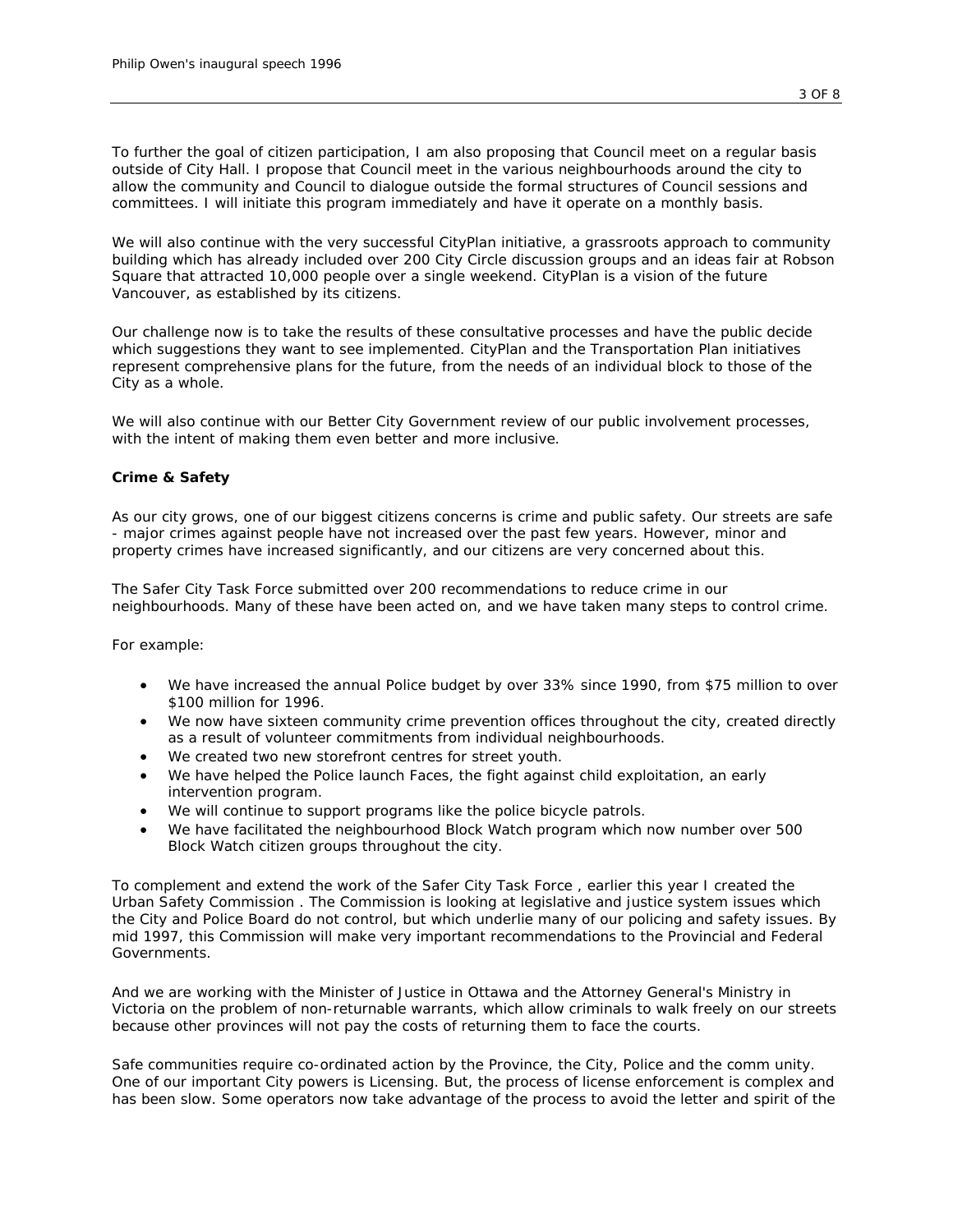To further the goal of citizen participation, I am also proposing that Council meet on a regular basis outside of City Hall. I propose that Council meet in the various neighbourhoods around the city to allow the community and Council to dialogue outside the formal structures of Council sessions and committees. I will initiate this program immediately and have it operate on a monthly basis.

We will also continue with the very successful CityPlan initiative, a grassroots approach to community building which has already included over 200 City Circle discussion groups and an ideas fair at Robson Square that attracted 10,000 people over a single weekend. CityPlan is a vision of the future Vancouver, as established by its citizens.

Our challenge now is to take the results of these consultative processes and have the public decide which suggestions they want to see implemented. CityPlan and the Transportation Plan initiatives represent comprehensive plans for the future, from the needs of an individual block to those of the City as a whole.

We will also continue with our Better City Government review of our public involvement processes, with the intent of making them even better and more inclusive.

**Crime & Safety**

As our city grows, one of our biggest citizens concerns is crime and public safety. Our streets are safe - major crimes against people have not increased over the past few years. However, minor and property crimes have increased significantly, and our citizens are very concerned about this.

The Safer City Task Force submitted over 200 recommendations to reduce crime in our neighbourhoods. Many of these have been acted on, and we have taken many steps to control crime.

For example:

- We have increased the annual Police budget by over 33% since 1990, from $75 million to over $100 million for 1996.
- We now have sixteen community crime prevention offices throughout the city, created directly as a result of volunteer commitments from individual neighbourhoods.
- We created two new storefront centres for street youth.
- We have helped the Police launch Faces, the fight against child exploitation, an early intervention program.
- We will continue to support programs like the police bicycle patrols.
- We have facilitated the neighbourhood Block Watch program which now number over 500 Block Watch citizen groups throughout the city.

To complement and extend the work of the Safer City Task Force , earlier this year I created the Urban Safety Commission . The Commission is looking at legislative and justice system issues which the City and Police Board do not control, but which underlie many of our policing and safety issues. By mid 1997, this Commission will make very important recommendations to the Provincial and Federal Governments.

And we are working with the Minister of Justice in Ottawa and the Attorney General's Ministry in Victoria on the problem of non-returnable warrants, which allow criminals to walk freely on our streets because other provinces will not pay the costs of returning them to face the courts.

Safe communities require co-ordinated action by the Province, the City, Police and the comm unity. One of our important City powers is Licensing. But, the process of license enforcement is complex and has been slow. Some operators now take advantage of the process to avoid the letter and spirit of the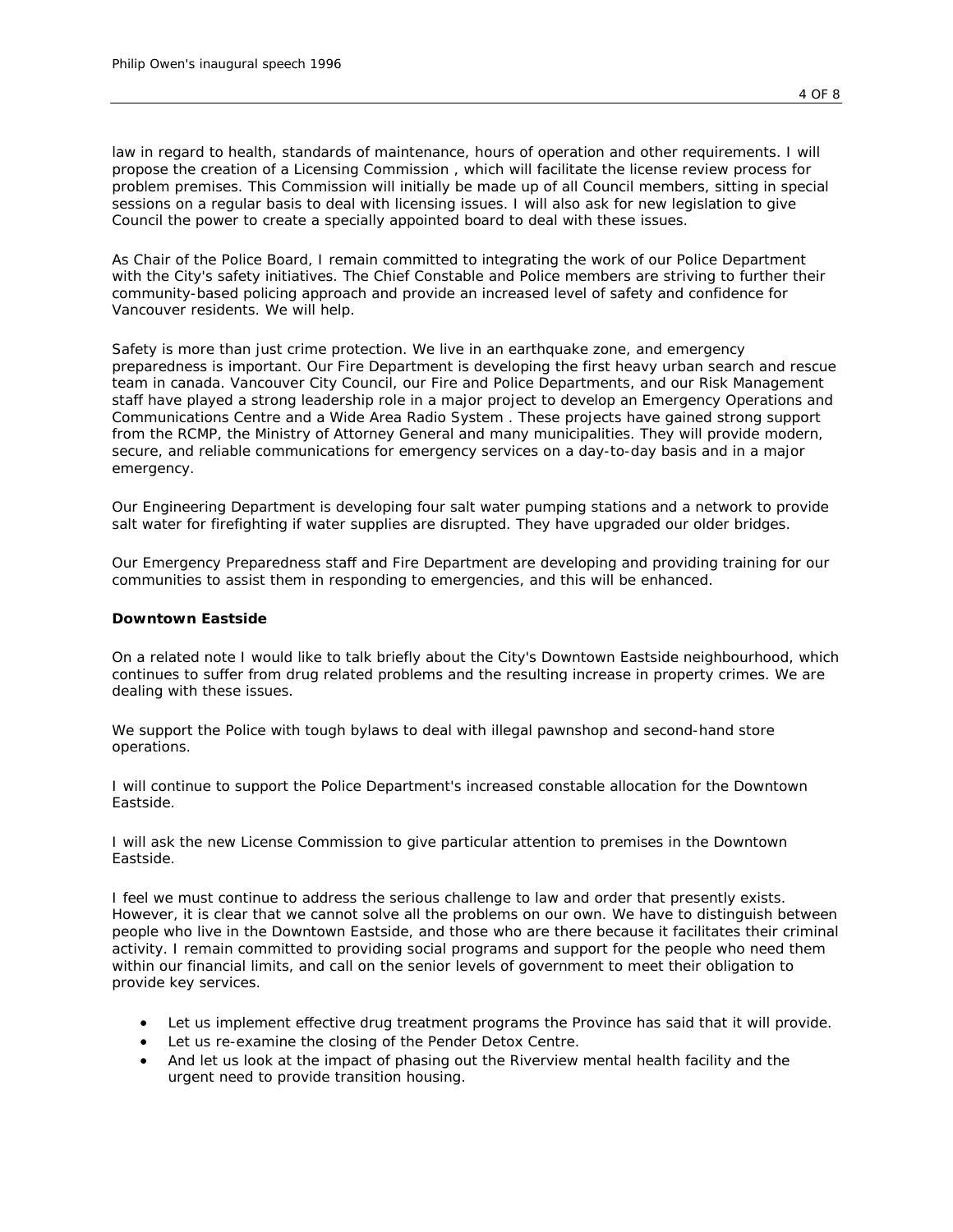law in regard to health, standards of maintenance, hours of operation and other requirements. I will propose the creation of a Licensing Commission , which will facilitate the license review process for problem premises. This Commission will initially be made up of all Council members, sitting in special sessions on a regular basis to deal with licensing issues. I will also ask for new legislation to give Council the power to create a specially appointed board to deal with these issues.

As Chair of the Police Board, I remain committed to integrating the work of our Police Department with the City's safety initiatives. The Chief Constable and Police members are striving to further their community-based policing approach and provide an increased level of safety and confidence for Vancouver residents. We will help.

Safety is more than just crime protection. We live in an earthquake zone, and emergency preparedness is important. Our Fire Department is developing the first heavy urban search and rescue team in canada. Vancouver City Council, our Fire and Police Departments, and our Risk Management staff have played a strong leadership role in a major project to develop an Emergency Operations and Communications Centre and a Wide Area Radio System . These projects have gained strong support from the RCMP, the Ministry of Attorney General and many municipalities. They will provide modern, secure, and reliable communications for emergency services on a day-to-day basis and in a major emergency.

Our Engineering Department is developing four salt water pumping stations and a network to provide salt water for firefighting if water supplies are disrupted. They have upgraded our older bridges.

Our Emergency Preparedness staff and Fire Department are developing and providing training for our communities to assist them in responding to emergencies, and this will be enhanced.

**Downtown Eastside**

On a related note I would like to talk briefly about the City's Downtown Eastside neighbourhood, which continues to suffer from drug related problems and the resulting increase in property crimes. We are dealing with these issues.

We support the Police with tough bylaws to deal with illegal pawnshop and second-hand store operations.

I will continue to support the Police Department's increased constable allocation for the Downtown Eastside.

I will ask the new License Commission to give particular attention to premises in the Downtown Eastside.

I feel we must continue to address the serious challenge to law and order that presently exists. However, it is clear that we cannot solve all the problems on our own. We have to distinguish between people who live in the Downtown Eastside, and those who are there because it facilitates their criminal activity. I remain committed to providing social programs and support for the people who need them within our financial limits, and call on the senior levels of government to meet their obligation to provide key services.

- Let us implement effective drug treatment programs the Province has said that it will provide.
- Let us re-examine the closing of the Pender Detox Centre.
- And let us look at the impact of phasing out the Riverview mental health facility and the urgent need to provide transition housing.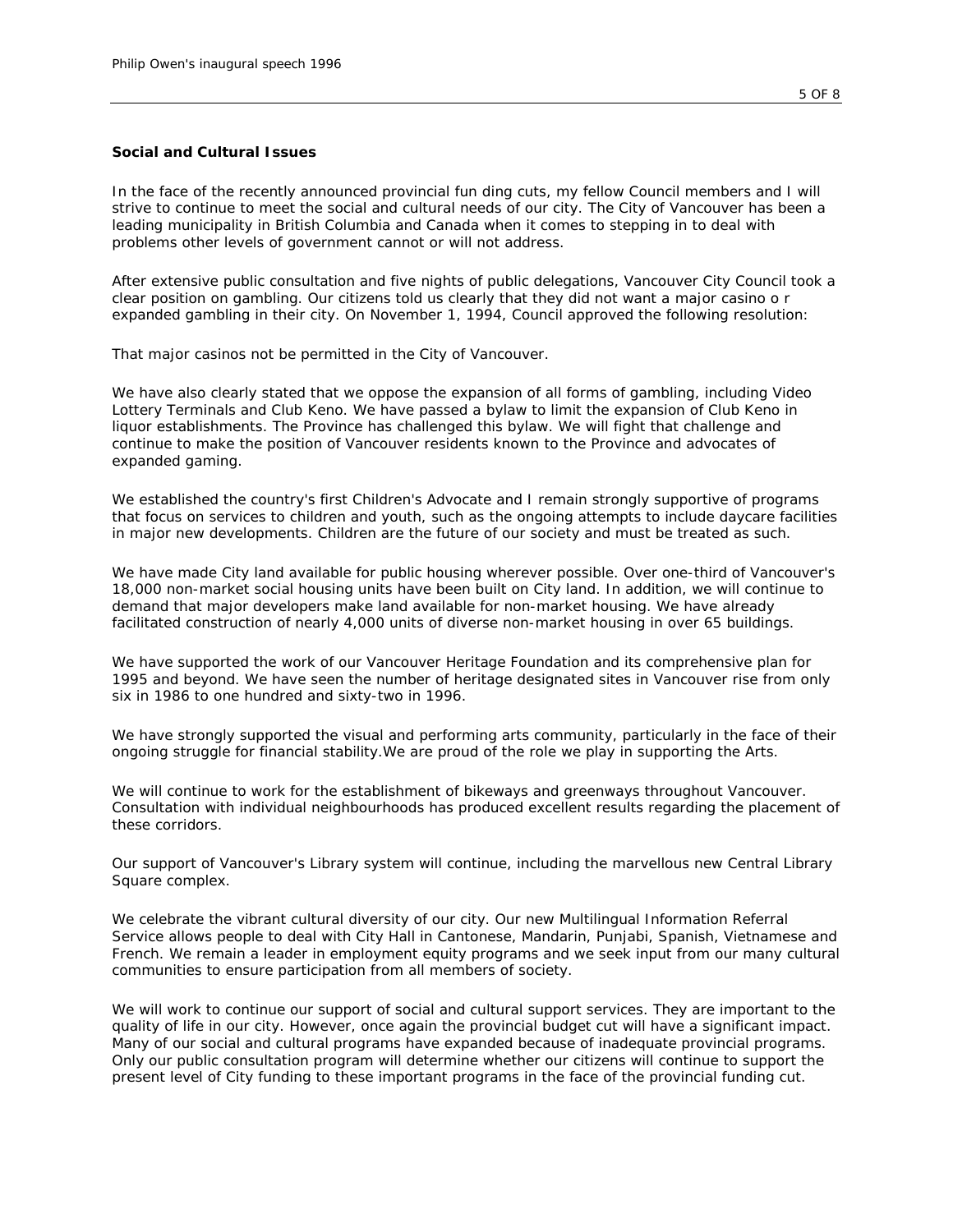**Social and Cultural Issues**

In the face of the recently announced provincial fun ding cuts, my fellow Council members and I will strive to continue to meet the social and cultural needs of our city. The City of Vancouver has been a leading municipality in British Columbia and Canada when it comes to stepping in to deal with problems other levels of government cannot or will not address.

After extensive public consultation and five nights of public delegations, Vancouver City Council took a clear position on gambling. Our citizens told us clearly that they did not want a major casino o r expanded gambling in their city. On November 1, 1994, Council approved the following resolution:

That major casinos not be permitted in the City of Vancouver.

We have also clearly stated that we oppose the expansion of all forms of gambling, including Video Lottery Terminals and Club Keno. We have passed a bylaw to limit the expansion of Club Keno in liquor establishments. The Province has challenged this bylaw. We will fight that challenge and continue to make the position of Vancouver residents known to the Province and advocates of expanded gaming.

We established the country's first Children's Advocate and I remain strongly supportive of programs that focus on services to children and youth, such as the ongoing attempts to include daycare facilities in major new developments. Children are the future of our society and must be treated as such.

We have made City land available for public housing wherever possible. Over one-third of Vancouver's 18,000 non-market social housing units have been built on City land. In addition, we will continue to demand that major developers make land available for non-market housing. We have already facilitated construction of nearly 4,000 units of diverse non-market housing in over 65 buildings.

We have supported the work of our Vancouver Heritage Foundation and its comprehensive plan for 1995 and beyond. We have seen the number of heritage designated sites in Vancouver rise from only six in 1986 to one hundred and sixty-two in 1996.

We have strongly supported the visual and performing arts community, particularly in the face of their ongoing struggle for financial stability.We are proud of the role we play in supporting the Arts.

We will continue to work for the establishment of bikeways and greenways throughout Vancouver. Consultation with individual neighbourhoods has produced excellent results regarding the placement of these corridors.

Our support of Vancouver's Library system will continue, including the marvellous new Central Library Square complex.

We celebrate the vibrant cultural diversity of our city. Our new Multilingual Information Referral Service allows people to deal with City Hall in Cantonese, Mandarin, Punjabi, Spanish, Vietnamese and French. We remain a leader in employment equity programs and we seek input from our many cultural communities to ensure participation from all members of society.

We will work to continue our support of social and cultural support services. They are important to the quality of life in our city. However, once again the provincial budget cut will have a significant impact. Many of our social and cultural programs have expanded because of inadequate provincial programs. Only our public consultation program will determine whether our citizens will continue to support the present level of City funding to these important programs in the face of the provincial funding cut.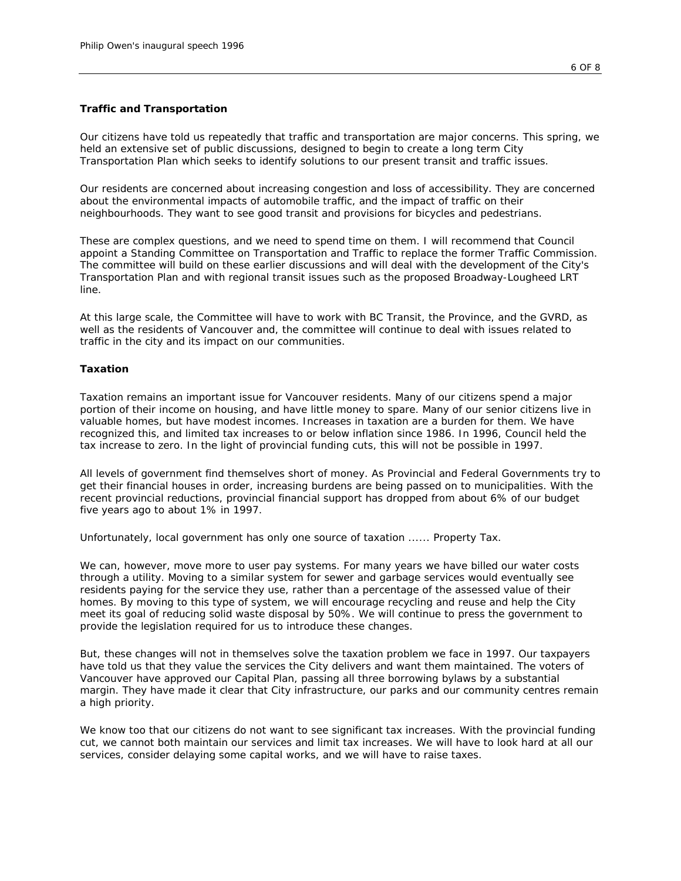**Traffic and Transportation**

Our citizens have told us repeatedly that traffic and transportation are major concerns. This spring, we held an extensive set of public discussions, designed to begin to create a long term City Transportation Plan which seeks to identify solutions to our present transit and traffic issues.

Our residents are concerned about increasing congestion and loss of accessibility. They are concerned about the environmental impacts of automobile traffic, and the impact of traffic on their neighbourhoods. They want to see good transit and provisions for bicycles and pedestrians.

These are complex questions, and we need to spend time on them. I will recommend that Council appoint a Standing Committee on Transportation and Traffic to replace the former Traffic Commission. The committee will build on these earlier discussions and will deal with the development of the City's Transportation Plan and with regional transit issues such as the proposed Broadway-Lougheed LRT line.

At this large scale, the Committee will have to work with BC Transit, the Province, and the GVRD, as well as the residents of Vancouver and, the committee will continue to deal with issues related to traffic in the city and its impact on our communities.

**Taxation**

Taxation remains an important issue for Vancouver residents. Many of our citizens spend a major portion of their income on housing, and have little money to spare. Many of our senior citizens live in valuable homes, but have modest incomes. Increases in taxation are a burden for them. We have recognized this, and limited tax increases to or below inflation since 1986. In 1996, Council held the tax increase to zero. In the light of provincial funding cuts, this will not be possible in 1997.

All levels of government find themselves short of money. As Provincial and Federal Governments try to get their financial houses in order, increasing burdens are being passed on to municipalities. With the recent provincial reductions, provincial financial support has dropped from about 6% of our budget five years ago to about 1% in 1997.

Unfortunately, local government has only one source of taxation ...... Property Tax.

We can, however, move more to user pay systems. For many years we have billed our water costs through a utility. Moving to a similar system for sewer and garbage services would eventually see residents paying for the service they use, rather than a percentage of the assessed value of their homes. By moving to this type of system, we will encourage recycling and reuse and help the City meet its goal of reducing solid waste disposal by 50%. We will continue to press the government to provide the legislation required for us to introduce these changes.

But, these changes will not in themselves solve the taxation problem we face in 1997. Our taxpayers have told us that they value the services the City delivers and want them maintained. The voters of Vancouver have approved our Capital Plan, passing all three borrowing bylaws by a substantial margin. They have made it clear that City infrastructure, our parks and our community centres remain a high priority.

We know too that our citizens do not want to see significant tax increases. With the provincial funding cut, we cannot both maintain our services and limit tax increases. We will have to look hard at all our services, consider delaying some capital works, and we will have to raise taxes.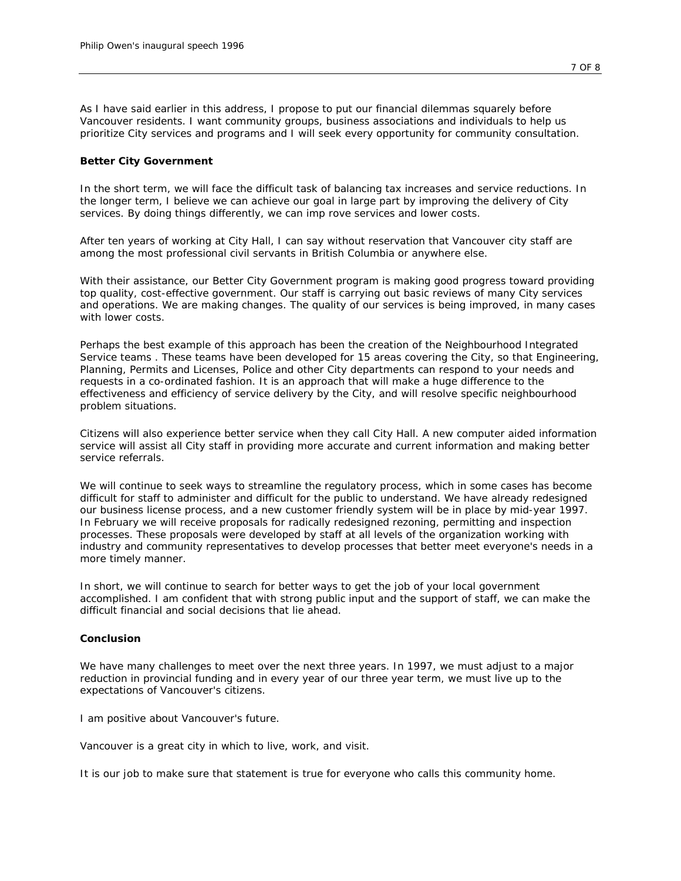As I have said earlier in this address, I propose to put our financial dilemmas squarely before Vancouver residents. I want community groups, business associations and individuals to help us prioritize City services and programs and I will seek every opportunity for community consultation.

**Better City Government**

In the short term, we will face the difficult task of balancing tax increases and service reductions. In the longer term, I believe we can achieve our goal in large part by improving the delivery of City services. By doing things differently, we can imp rove services and lower costs.

After ten years of working at City Hall, I can say without reservation that Vancouver city staff are among the most professional civil servants in British Columbia or anywhere else.

With their assistance, our Better City Government program is making good progress toward providing top quality, cost-effective government. Our staff is carrying out basic reviews of many City services and operations. We are making changes. The quality of our services is being improved, in many cases with lower costs.

Perhaps the best example of this approach has been the creation of the Neighbourhood Integrated Service teams . These teams have been developed for 15 areas covering the City, so that Engineering, Planning, Permits and Licenses, Police and other City departments can respond to your needs and requests in a co-ordinated fashion. It is an approach that will make a huge difference to the effectiveness and efficiency of service delivery by the City, and will resolve specific neighbourhood problem situations.

Citizens will also experience better service when they call City Hall. A new computer aided information service will assist all City staff in providing more accurate and current information and making better service referrals.

We will continue to seek ways to streamline the regulatory process, which in some cases has become difficult for staff to administer and difficult for the public to understand. We have already redesigned our business license process, and a new customer friendly system will be in place by mid-year 1997. In February we will receive proposals for radically redesigned rezoning, permitting and inspection processes. These proposals were developed by staff at all levels of the organization working with industry and community representatives to develop processes that better meet everyone's needs in a more timely manner.

In short, we will continue to search for better ways to get the job of your local government accomplished. I am confident that with strong public input and the support of staff, we can make the difficult financial and social decisions that lie ahead.

**Conclusion**

We have many challenges to meet over the next three years. In 1997, we must adjust to a major reduction in provincial funding and in every year of our three year term, we must live up to the expectations of Vancouver's citizens.

I am positive about Vancouver's future.

Vancouver is a great city in which to live, work, and visit.

It is our job to make sure that statement is true for everyone who calls this community home.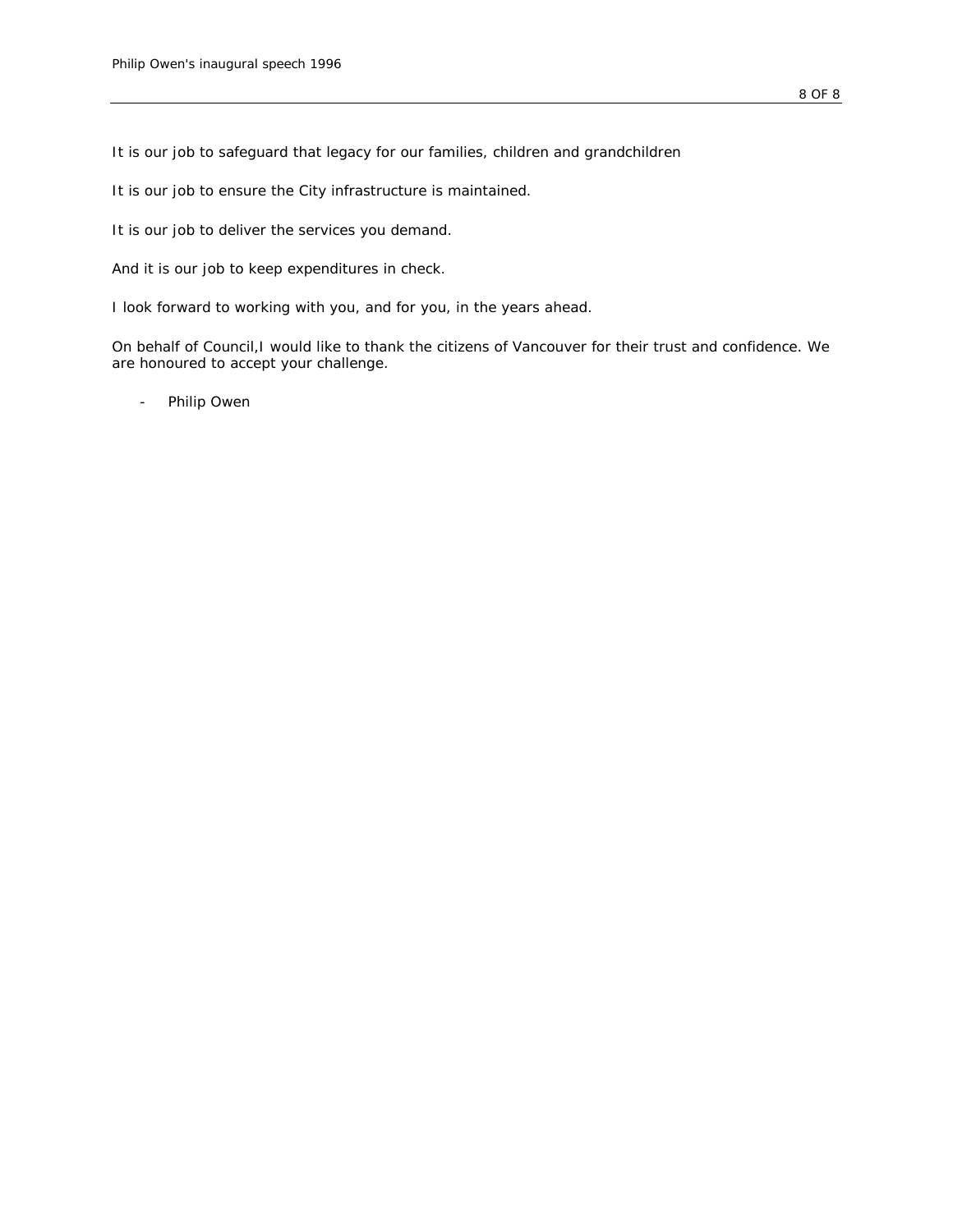It is our job to safeguard that legacy for our families, children and grandchildren

It is our job to ensure the City infrastructure is maintained.

It is our job to deliver the services you demand.

And it is our job to keep expenditures in check.

I look forward to working with you, and for you, in the years ahead.

On behalf of Council,I would like to thank the citizens of Vancouver for their trust and confidence. We are honoured to accept your challenge.

- Philip Owen